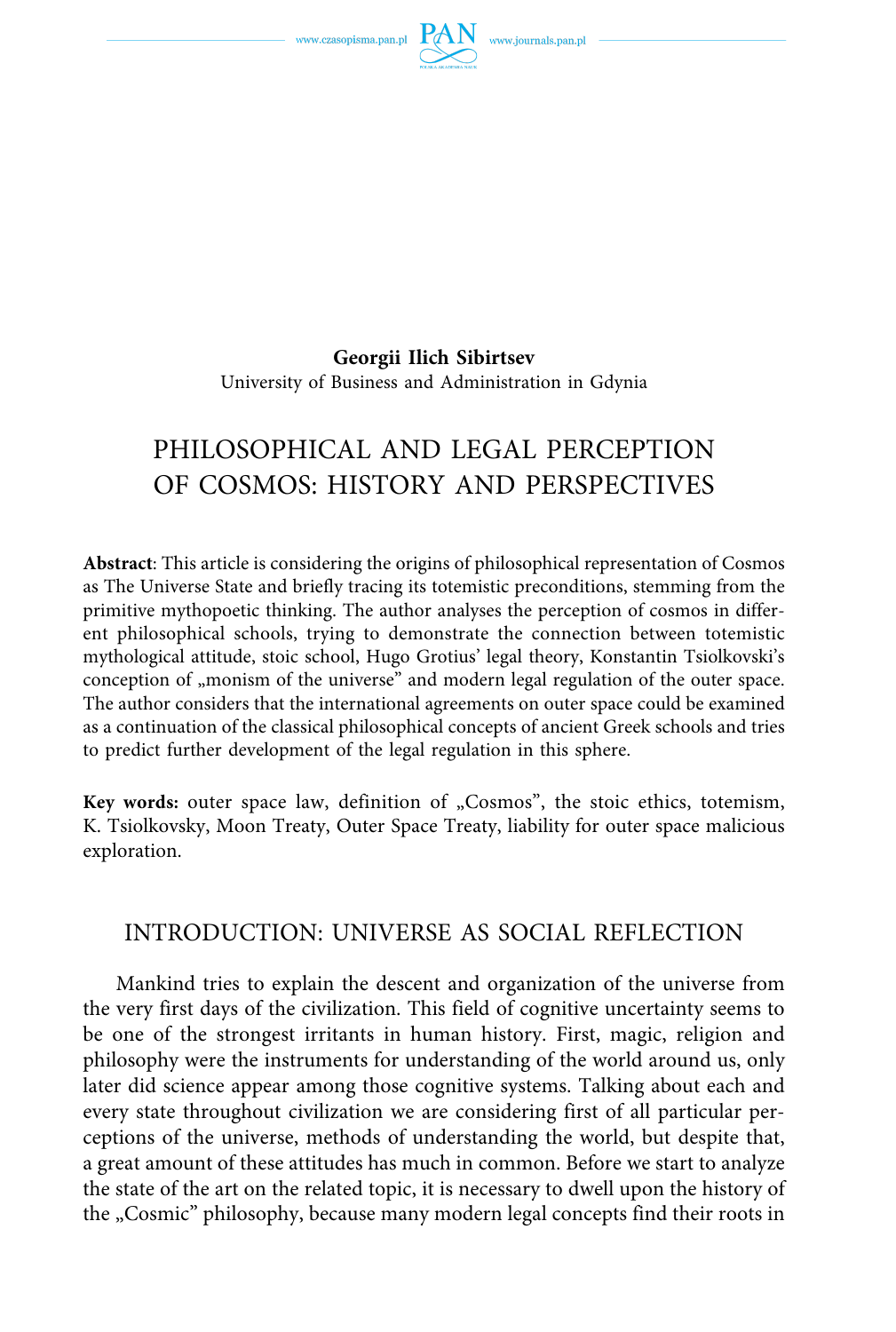**Georgii Ilich Sibirtsev**
University of Business and Administration in Gdynia

# PHILOSOPHICAL AND LEGAL PERCEPTION OF COSMOS: HISTORY AND PERSPECTIVES

**Abstract**: This article is considering the origins of philosophical representation of Cosmos as The Universe State and briefly tracing its totemistic preconditions, stemming from the primitive mythopoetic thinking. The author analyses the perception of cosmos in different philosophical schools, trying to demonstrate the connection between totemistic mythological attitude, stoic school, Hugo Grotius' legal theory, Konstantin Tsiolkovski's conception of „monism of the universe" and modern legal regulation of the outer space. The author considers that the international agreements on outer space could be examined as a continuation of the classical philosophical concepts of ancient Greek schools and tries to predict further development of the legal regulation in this sphere.

**Key words:** outer space law, definition of „Cosmos", the stoic ethics, totemism, K. Tsiolkovsky, Moon Treaty, Outer Space Treaty, liability for outer space malicious exploration.

## INTRODUCTION: UNIVERSE AS SOCIAL REFLECTION

Mankind tries to explain the descent and organization of the universe from the very first days of the civilization. This field of cognitive uncertainty seems to be one of the strongest irritants in human history. First, magic, religion and philosophy were the instruments for understanding of the world around us, only later did science appear among those cognitive systems. Talking about each and every state throughout civilization we are considering first of all particular perceptions of the universe, methods of understanding the world, but despite that, a great amount of these attitudes has much in common. Before we start to analyze the state of the art on the related topic, it is necessary to dwell upon the history of the „Cosmic" philosophy, because many modern legal concepts find their roots in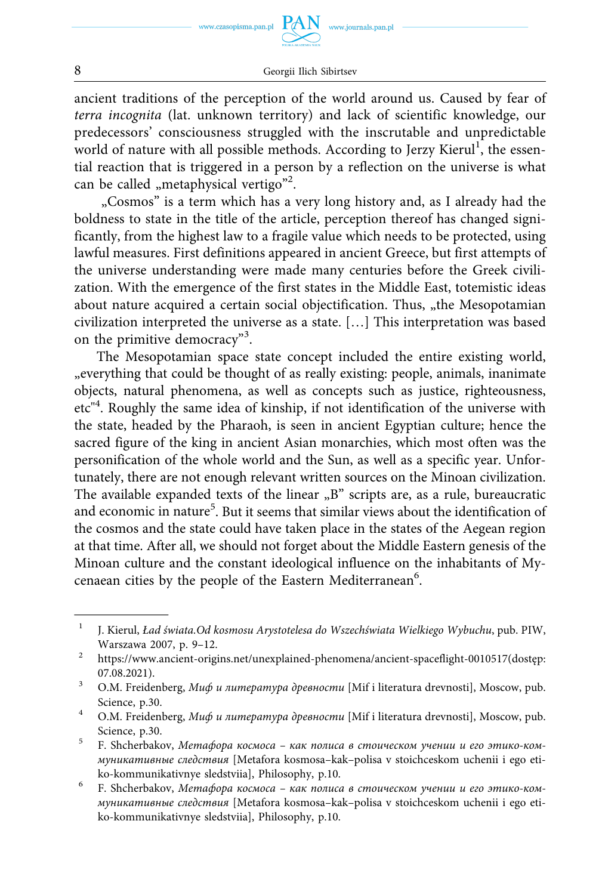ancient traditions of the perception of the world around us. Caused by fear of *terra incognita* (lat. unknown territory) and lack of scientific knowledge, our predecessors' consciousness struggled with the inscrutable and unpredictable world of nature with all possible methods. According to Jerzy Kierul[1], the essential reaction that is triggered in a person by a reflection on the universe is what can be called „metaphysical vertigo"[2].

„Cosmos" is a term which has a very long history and, as I already had the boldness to state in the title of the article, perception thereof has changed significantly, from the highest law to a fragile value which needs to be protected, using lawful measures. First definitions appeared in ancient Greece, but first attempts of the universe understanding were made many centuries before the Greek civilization. With the emergence of the first states in the Middle East, totemistic ideas about nature acquired a certain social objectification. Thus, „the Mesopotamian civilization interpreted the universe as a state. […] This interpretation was based on the primitive democracy"[3].

The Mesopotamian space state concept included the entire existing world, „everything that could be thought of as really existing: people, animals, inanimate objects, natural phenomena, as well as concepts such as justice, righteousness, etc"[4]. Roughly the same idea of kinship, if not identification of the universe with the state, headed by the Pharaoh, is seen in ancient Egyptian culture; hence the sacred figure of the king in ancient Asian monarchies, which most often was the personification of the whole world and the Sun, as well as a specific year. Unfortunately, there are not enough relevant written sources on the Minoan civilization. The available expanded texts of the linear „B" scripts are, as a rule, bureaucratic and economic in nature[5]. But it seems that similar views about the identification of the cosmos and the state could have taken place in the states of the Aegean region at that time. After all, we should not forget about the Middle Eastern genesis of the Minoan culture and the constant ideological influence on the inhabitants of Mycenaean cities by the people of the Eastern Mediterranean[6].

---

1. J. Kierul, *Ład świata.Od kosmosu Arystotelesa do Wszechświata Wielkiego Wybuchu*, pub. PIW, Warszawa 2007, p. 9–12.
2. https://www.ancient-origins.net/unexplained-phenomena/ancient-spaceflight-0010517(dostęp: 07.08.2021).
3. O.M. Freidenberg, *Миф и литература древности* [Mif i literatura drevnosti], Moscow, pub. Science, p.30.
4. O.M. Freidenberg, *Миф и литература древности* [Mif i literatura drevnosti], Moscow, pub. Science, p.30.
5. F. Shcherbakov, *Метафора космоса – как полиса в стоическом учении и его этико-коммуникативные следствия* [Metafora kosmosa–kak–polisa v stoichceskom uchenii i ego etiko-kommunikativnye sledstviia], Philosophy, p.10.
6. F. Shcherbakov, *Метафора космоса – как полиса в стоическом учении и его этико-коммуникативные следствия* [Metafora kosmosa–kak–polisa v stoichceskom uchenii i ego etiko-kommunikativnye sledstviia], Philosophy, p.10.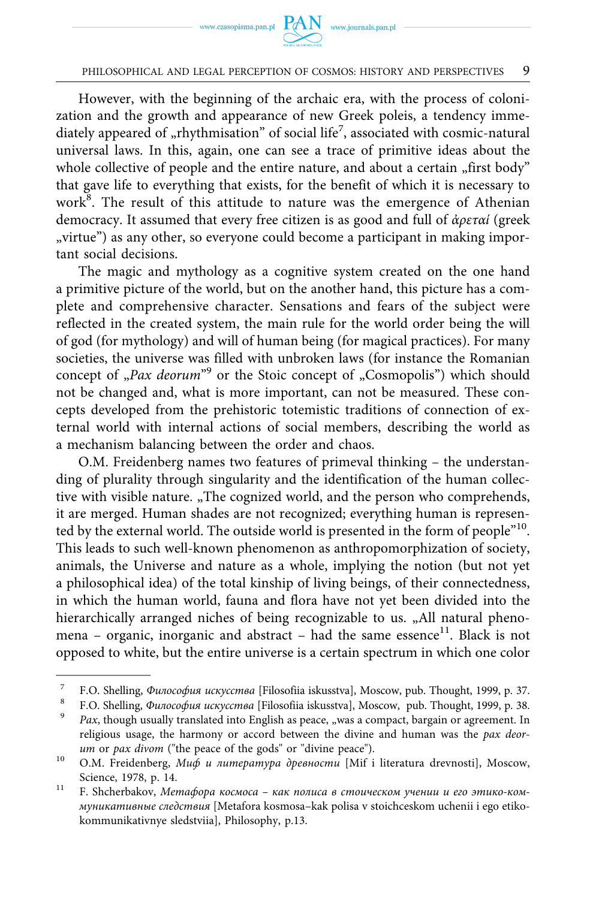However, with the beginning of the archaic era, with the process of colonization and the growth and appearance of new Greek poleis, a tendency immediately appeared of „rhythmisation" of social life[7], associated with cosmic-natural universal laws. In this, again, one can see a trace of primitive ideas about the whole collective of people and the entire nature, and about a certain „first body" that gave life to everything that exists, for the benefit of which it is necessary to work[8]. The result of this attitude to nature was the emergence of Athenian democracy. It assumed that every free citizen is as good and full of *ἀρεταί* (greek „virtue") as any other, so everyone could become a participant in making important social decisions.

The magic and mythology as a cognitive system created on the one hand a primitive picture of the world, but on the another hand, this picture has a complete and comprehensive character. Sensations and fears of the subject were reflected in the created system, the main rule for the world order being the will of god (for mythology) and will of human being (for magical practices). For many societies, the universe was filled with unbroken laws (for instance the Romanian concept of „*Pax deorum*"[9] or the Stoic concept of „Cosmopolis") which should not be changed and, what is more important, can not be measured. These concepts developed from the prehistoric totemistic traditions of connection of external world with internal actions of social members, describing the world as a mechanism balancing between the order and chaos.

O.M. Freidenberg names two features of primeval thinking – the understanding of plurality through singularity and the identification of the human collective with visible nature. „The cognized world, and the person who comprehends, it are merged. Human shades are not recognized; everything human is represented by the external world. The outside world is presented in the form of people"[10]. This leads to such well-known phenomenon as anthropomorphization of society, animals, the Universe and nature as a whole, implying the notion (but not yet a philosophical idea) of the total kinship of living beings, of their connectedness, in which the human world, fauna and flora have not yet been divided into the hierarchically arranged niches of being recognizable to us. „All natural phenomena – organic, inorganic and abstract – had the same essence[11]. Black is not opposed to white, but the entire universe is a certain spectrum in which one color

---

[7] F.O. Shelling, *Философия искусства* [Filosofiia iskusstva], Moscow, pub. Thought, 1999, p. 37.

[8] F.O. Shelling, *Философия искусства* [Filosofiia iskusstva], Moscow, pub. Thought, 1999, p. 38.

[9] *Pax*, though usually translated into English as peace, „was a compact, bargain or agreement. In religious usage, the harmony or accord between the divine and human was the *pax deorum* or *pax divom* ("the peace of the gods" or "divine peace").

[10] O.M. Freidenberg, *Миф и литература древности* [Mif i literatura drevnosti], Moscow, Science, 1978, p. 14.

[11] F. Shcherbakov, *Метафора космоса – как полиса в стоическом учении и его этико-коммуникативные следствия* [Metafora kosmosa–kak polisa v stoichceskom uchenii i ego etiko-kommunikativnye sledstviia], Philosophy, p.13.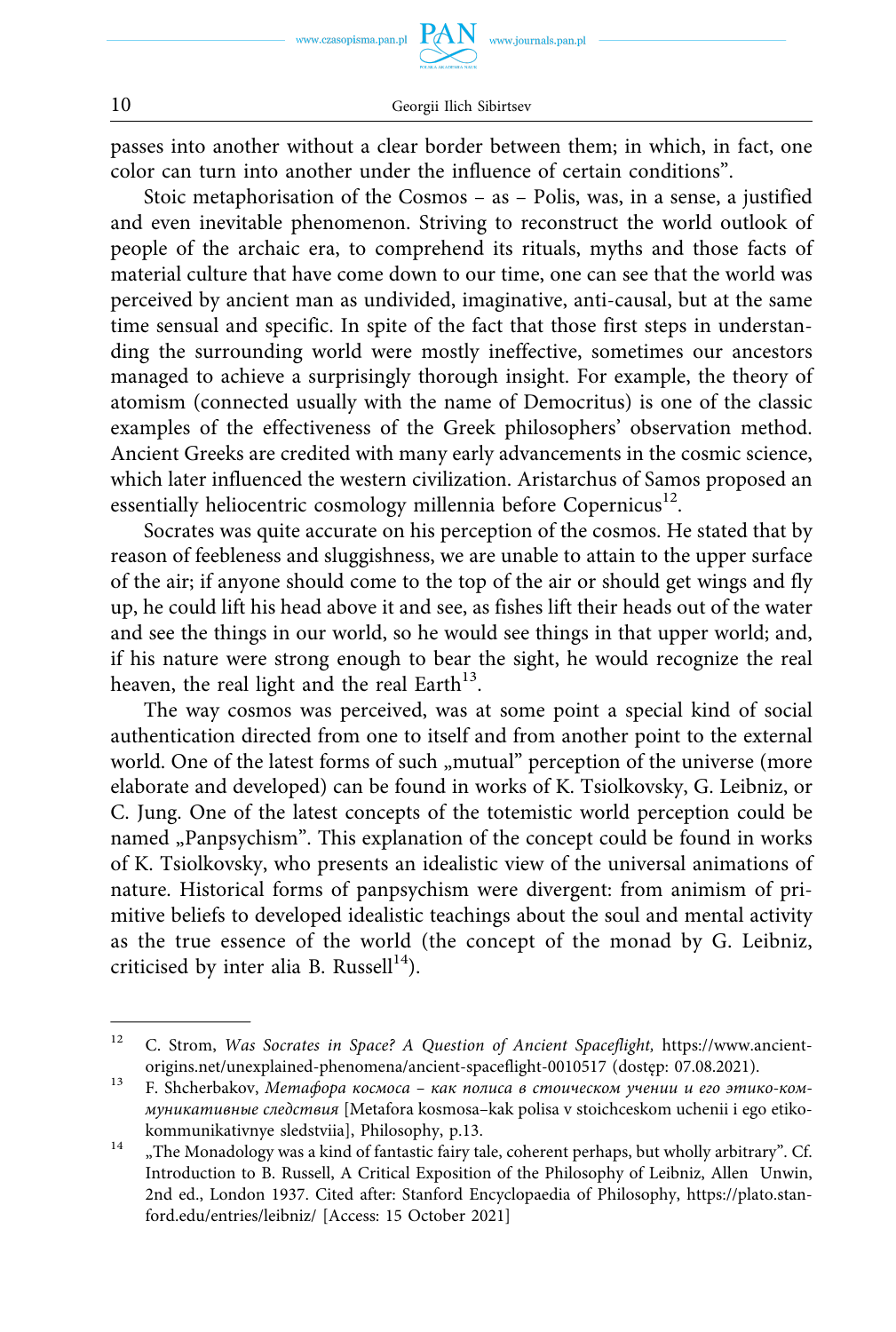passes into another without a clear border between them; in which, in fact, one color can turn into another under the influence of certain conditions".

Stoic metaphorisation of the Cosmos – as – Polis, was, in a sense, a justified and even inevitable phenomenon. Striving to reconstruct the world outlook of people of the archaic era, to comprehend its rituals, myths and those facts of material culture that have come down to our time, one can see that the world was perceived by ancient man as undivided, imaginative, anti-causal, but at the same time sensual and specific. In spite of the fact that those first steps in understanding the surrounding world were mostly ineffective, sometimes our ancestors managed to achieve a surprisingly thorough insight. For example, the theory of atomism (connected usually with the name of Democritus) is one of the classic examples of the effectiveness of the Greek philosophers' observation method. Ancient Greeks are credited with many early advancements in the cosmic science, which later influenced the western civilization. Aristarchus of Samos proposed an essentially heliocentric cosmology millennia before Copernicus[12].

Socrates was quite accurate on his perception of the cosmos. He stated that by reason of feebleness and sluggishness, we are unable to attain to the upper surface of the air; if anyone should come to the top of the air or should get wings and fly up, he could lift his head above it and see, as fishes lift their heads out of the water and see the things in our world, so he would see things in that upper world; and, if his nature were strong enough to bear the sight, he would recognize the real heaven, the real light and the real Earth[13].

The way cosmos was perceived, was at some point a special kind of social authentication directed from one to itself and from another point to the external world. One of the latest forms of such „mutual" perception of the universe (more elaborate and developed) can be found in works of K. Tsiolkovsky, G. Leibniz, or C. Jung. One of the latest concepts of the totemistic world perception could be named „Panpsychism". This explanation of the concept could be found in works of K. Tsiolkovsky, who presents an idealistic view of the universal animations of nature. Historical forms of panpsychism were divergent: from animism of primitive beliefs to developed idealistic teachings about the soul and mental activity as the true essence of the world (the concept of the monad by G. Leibniz, criticised by inter alia B. Russell[14]).

---

[12] C. Strom, *Was Socrates in Space? A Question of Ancient Spaceflight,* https://www.ancient-origins.net/unexplained-phenomena/ancient-spaceflight-0010517 (dostęp: 07.08.2021).

[13] F. Shcherbakov, *Метафора космоса – как полиса в стоическом учении и его этико-коммуникативные следствия* [Metafora kosmosa–kak polisa v stoichceskom uchenii i ego etiko-kommunikativnye sledstviia], Philosophy, p.13.

[14] „The Monadology was a kind of fantastic fairy tale, coherent perhaps, but wholly arbitrary". Cf. Introduction to B. Russell, A Critical Exposition of the Philosophy of Leibniz, Allen Unwin, 2nd ed., London 1937. Cited after: Stanford Encyclopaedia of Philosophy, https://plato.stanford.edu/entries/leibniz/ [Access: 15 October 2021]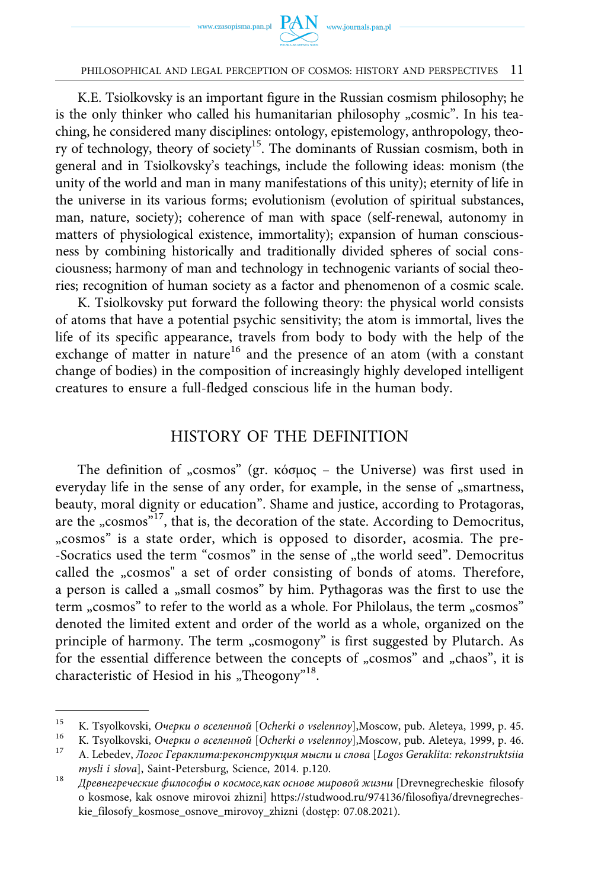K.E. Tsiolkovsky is an important figure in the Russian cosmism philosophy; he is the only thinker who called his humanitarian philosophy „cosmic". In his teaching, he considered many disciplines: ontology, epistemology, anthropology, theory of technology, theory of society[15]. The dominants of Russian cosmism, both in general and in Tsiolkovsky's teachings, include the following ideas: monism (the unity of the world and man in many manifestations of this unity); eternity of life in the universe in its various forms; evolutionism (evolution of spiritual substances, man, nature, society); coherence of man with space (self-renewal, autonomy in matters of physiological existence, immortality); expansion of human consciousness by combining historically and traditionally divided spheres of social consciousness; harmony of man and technology in technogenic variants of social theories; recognition of human society as a factor and phenomenon of a cosmic scale.

K. Tsiolkovsky put forward the following theory: the physical world consists of atoms that have a potential psychic sensitivity; the atom is immortal, lives the life of its specific appearance, travels from body to body with the help of the exchange of matter in nature[16] and the presence of an atom (with a constant change of bodies) in the composition of increasingly highly developed intelligent creatures to ensure a full-fledged conscious life in the human body.

## HISTORY OF THE DEFINITION

The definition of „cosmos" (gr. κόσμος – the Universe) was first used in everyday life in the sense of any order, for example, in the sense of „smartness, beauty, moral dignity or education". Shame and justice, according to Protagoras, are the „cosmos"[17], that is, the decoration of the state. According to Democritus, „cosmos" is a state order, which is opposed to disorder, acosmia. The pre-Socratics used the term "cosmos" in the sense of „the world seed". Democritus called the „cosmos" a set of order consisting of bonds of atoms. Therefore, a person is called a „small cosmos" by him. Pythagoras was the first to use the term „cosmos" to refer to the world as a whole. For Philolaus, the term „cosmos" denoted the limited extent and order of the world as a whole, organized on the principle of harmony. The term „cosmogony" is first suggested by Plutarch. As for the essential difference between the concepts of „cosmos" and „chaos", it is characteristic of Hesiod in his „Theogony"[18].

---

[15] K. Tsyolkovski, *Очерки о вселенной* [*Ocherki o vselennoy*],Moscow, pub. Aleteya, 1999, p. 45.

[16] K. Tsyolkovski, *Очерки о вселенной* [*Ocherki o vselennoy*],Moscow, pub. Aleteya, 1999, p. 46.

[17] A. Lebedev, *Логос Гераклита:реконструкция мысли и слова* [*Logos Geraklita: rekonstruktsiia mysli i slova*], Saint-Petersburg, Science, 2014. p.120.

[18] *Древнегреческие философы о космосе,как основе мировой жизни* [Drevnegrecheskie filosofy o kosmose, kak osnove mirovoi zhizni] https://studwood.ru/974136/filosofiya/drevnegrecheskie_filosofy_kosmose_osnove_mirovoy_zhizni (dostęp: 07.08.2021).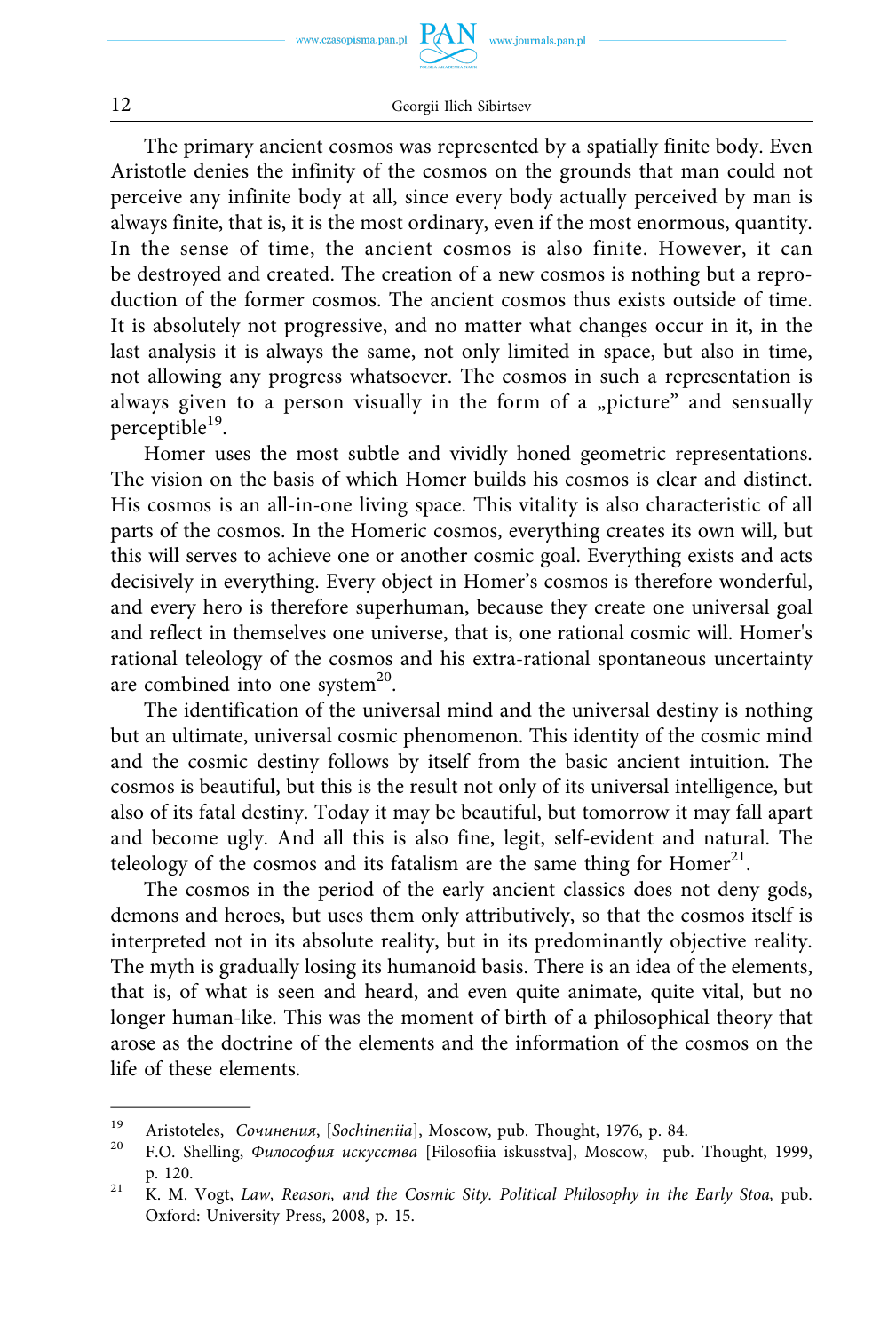The primary ancient cosmos was represented by a spatially finite body. Even Aristotle denies the infinity of the cosmos on the grounds that man could not perceive any infinite body at all, since every body actually perceived by man is always finite, that is, it is the most ordinary, even if the most enormous, quantity. In the sense of time, the ancient cosmos is also finite. However, it can be destroyed and created. The creation of a new cosmos is nothing but a reproduction of the former cosmos. The ancient cosmos thus exists outside of time. It is absolutely not progressive, and no matter what changes occur in it, in the last analysis it is always the same, not only limited in space, but also in time, not allowing any progress whatsoever. The cosmos in such a representation is always given to a person visually in the form of a „picture" and sensually perceptible[19].

Homer uses the most subtle and vividly honed geometric representations. The vision on the basis of which Homer builds his cosmos is clear and distinct. His cosmos is an all-in-one living space. This vitality is also characteristic of all parts of the cosmos. In the Homeric cosmos, everything creates its own will, but this will serves to achieve one or another cosmic goal. Everything exists and acts decisively in everything. Every object in Homer's cosmos is therefore wonderful, and every hero is therefore superhuman, because they create one universal goal and reflect in themselves one universe, that is, one rational cosmic will. Homer's rational teleology of the cosmos and his extra-rational spontaneous uncertainty are combined into one system[20].

The identification of the universal mind and the universal destiny is nothing but an ultimate, universal cosmic phenomenon. This identity of the cosmic mind and the cosmic destiny follows by itself from the basic ancient intuition. The cosmos is beautiful, but this is the result not only of its universal intelligence, but also of its fatal destiny. Today it may be beautiful, but tomorrow it may fall apart and become ugly. And all this is also fine, legit, self-evident and natural. The teleology of the cosmos and its fatalism are the same thing for Homer[21].

The cosmos in the period of the early ancient classics does not deny gods, demons and heroes, but uses them only attributively, so that the cosmos itself is interpreted not in its absolute reality, but in its predominantly objective reality. The myth is gradually losing its humanoid basis. There is an idea of the elements, that is, of what is seen and heard, and even quite animate, quite vital, but no longer human-like. This was the moment of birth of a philosophical theory that arose as the doctrine of the elements and the information of the cosmos on the life of these elements.

---

[19] Aristoteles, *Сочинения*, [*Sochineniia*], Moscow, pub. Thought, 1976, p. 84.

[20] F.O. Shelling, *Философия искусства* [Filosofiia iskusstva], Moscow, pub. Thought, 1999, p. 120.

[21] K. M. Vogt, *Law, Reason, and the Cosmic Sity. Political Philosophy in the Early Stoa,* pub. Oxford: University Press, 2008, p. 15.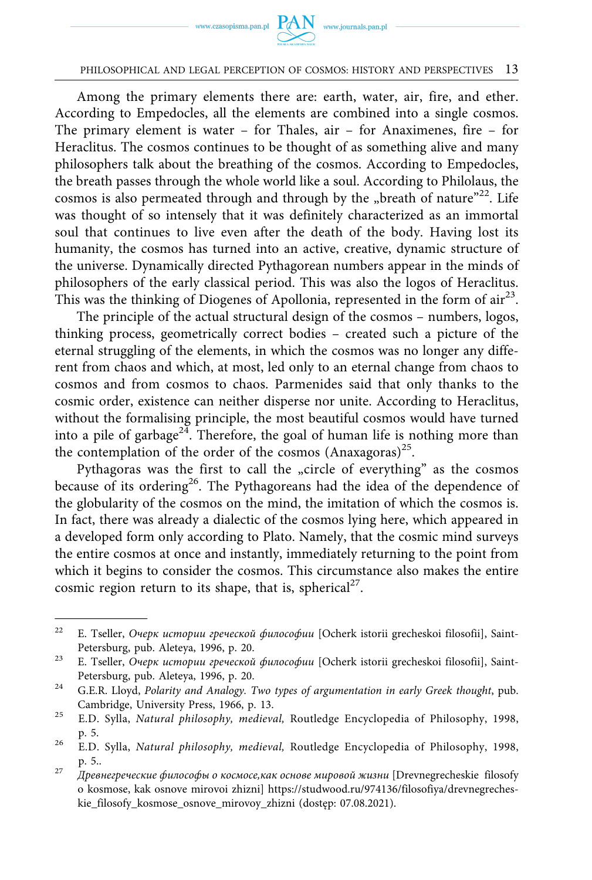Among the primary elements there are: earth, water, air, fire, and ether. According to Empedocles, all the elements are combined into a single cosmos. The primary element is water – for Thales, air – for Anaximenes, fire – for Heraclitus. The cosmos continues to be thought of as something alive and many philosophers talk about the breathing of the cosmos. According to Empedocles, the breath passes through the whole world like a soul. According to Philolaus, the cosmos is also permeated through and through by the „breath of nature"[22]. Life was thought of so intensely that it was definitely characterized as an immortal soul that continues to live even after the death of the body. Having lost its humanity, the cosmos has turned into an active, creative, dynamic structure of the universe. Dynamically directed Pythagorean numbers appear in the minds of philosophers of the early classical period. This was also the logos of Heraclitus. This was the thinking of Diogenes of Apollonia, represented in the form of air[23].

The principle of the actual structural design of the cosmos – numbers, logos, thinking process, geometrically correct bodies – created such a picture of the eternal struggling of the elements, in which the cosmos was no longer any different from chaos and which, at most, led only to an eternal change from chaos to cosmos and from cosmos to chaos. Parmenides said that only thanks to the cosmic order, existence can neither disperse nor unite. According to Heraclitus, without the formalising principle, the most beautiful cosmos would have turned into a pile of garbage[24]. Therefore, the goal of human life is nothing more than the contemplation of the order of the cosmos (Anaxagoras)[25].

Pythagoras was the first to call the „circle of everything" as the cosmos because of its ordering[26]. The Pythagoreans had the idea of the dependence of the globularity of the cosmos on the mind, the imitation of which the cosmos is. In fact, there was already a dialectic of the cosmos lying here, which appeared in a developed form only according to Plato. Namely, that the cosmic mind surveys the entire cosmos at once and instantly, immediately returning to the point from which it begins to consider the cosmos. This circumstance also makes the entire cosmic region return to its shape, that is, spherical[27].

---

[22] E. Tseller, *Очерк истории греческой философии* [Ocherk istorii grecheskoi filosofii], Saint-Petersburg, pub. Aleteya, 1996, p. 20.

[23] E. Tseller, *Очерк истории греческой философии* [Ocherk istorii grecheskoi filosofii], Saint-Petersburg, pub. Aleteya, 1996, p. 20.

[24] G.E.R. Lloyd, *Polarity and Analogy. Two types of argumentation in early Greek thought*, pub. Cambridge, University Press, 1966, p. 13.

[25] E.D. Sylla, *Natural philosophy, medieval,* Routledge Encyclopedia of Philosophy, 1998, p. 5.

[26] E.D. Sylla, *Natural philosophy, medieval,* Routledge Encyclopedia of Philosophy, 1998, p. 5..

[27] *Древнегреческие философы о космосе,как основе мировой жизни* [Drevnegrecheskie filosofy o kosmose, kak osnove mirovoi zhizni] https://studwood.ru/974136/filosofiya/drevnegrecheskie_filosofy_kosmose_osnove_mirovoy_zhizni (dostęp: 07.08.2021).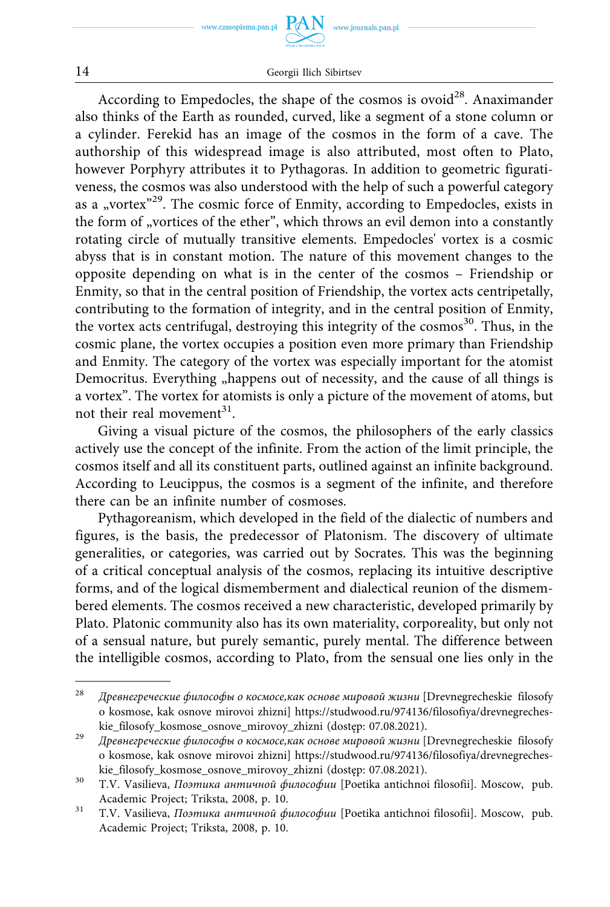According to Empedocles, the shape of the cosmos is ovoid[28]. Anaximander also thinks of the Earth as rounded, curved, like a segment of a stone column or a cylinder. Ferekid has an image of the cosmos in the form of a cave. The authorship of this widespread image is also attributed, most often to Plato, however Porphyry attributes it to Pythagoras. In addition to geometric figurativeness, the cosmos was also understood with the help of such a powerful category as a „vortex"[29]. The cosmic force of Enmity, according to Empedocles, exists in the form of „vortices of the ether", which throws an evil demon into a constantly rotating circle of mutually transitive elements. Empedocles' vortex is a cosmic abyss that is in constant motion. The nature of this movement changes to the opposite depending on what is in the center of the cosmos – Friendship or Enmity, so that in the central position of Friendship, the vortex acts centripetally, contributing to the formation of integrity, and in the central position of Enmity, the vortex acts centrifugal, destroying this integrity of the cosmos[30]. Thus, in the cosmic plane, the vortex occupies a position even more primary than Friendship and Enmity. The category of the vortex was especially important for the atomist Democritus. Everything „happens out of necessity, and the cause of all things is a vortex". The vortex for atomists is only a picture of the movement of atoms, but not their real movement[31].

Giving a visual picture of the cosmos, the philosophers of the early classics actively use the concept of the infinite. From the action of the limit principle, the cosmos itself and all its constituent parts, outlined against an infinite background. According to Leucippus, the cosmos is a segment of the infinite, and therefore there can be an infinite number of cosmoses.

Pythagoreanism, which developed in the field of the dialectic of numbers and figures, is the basis, the predecessor of Platonism. The discovery of ultimate generalities, or categories, was carried out by Socrates. This was the beginning of a critical conceptual analysis of the cosmos, replacing its intuitive descriptive forms, and of the logical dismemberment and dialectical reunion of the dismembered elements. The cosmos received a new characteristic, developed primarily by Plato. Platonic community also has its own materiality, corporeality, but only not of a sensual nature, but purely semantic, purely mental. The difference between the intelligible cosmos, according to Plato, from the sensual one lies only in the

---

[28] *Древнегреческие философы о космосе,как основе мировой жизни* [Drevnegrecheskie filosofy o kosmose, kak osnove mirovoi zhizni] https://studwood.ru/974136/filosofiya/drevnegrecheskie_filosofy_kosmose_osnove_mirovoy_zhizni (dostęp: 07.08.2021).

[29] *Древнегреческие философы о космосе,как основе мировой жизни* [Drevnegrecheskie filosofy o kosmose, kak osnove mirovoi zhizni] https://studwood.ru/974136/filosofiya/drevnegrecheskie_filosofy_kosmose_osnove_mirovoy_zhizni (dostęp: 07.08.2021).

[30] T.V. Vasilieva, *Поэтика античной философии* [Poetika antichnoi filosofii]. Moscow, pub. Academic Project; Triksta, 2008, p. 10.

[31] T.V. Vasilieva, *Поэтика античной философии* [Poetika antichnoi filosofii]. Moscow, pub. Academic Project; Triksta, 2008, p. 10.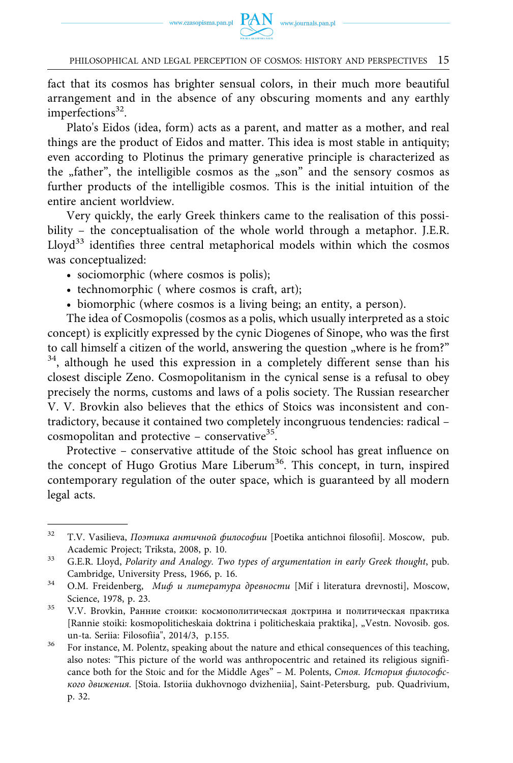fact that its cosmos has brighter sensual colors, in their much more beautiful arrangement and in the absence of any obscuring moments and any earthly imperfections[32].

Plato's Eidos (idea, form) acts as a parent, and matter as a mother, and real things are the product of Eidos and matter. This idea is most stable in antiquity; even according to Plotinus the primary generative principle is characterized as the „father", the intelligible cosmos as the „son" and the sensory cosmos as further products of the intelligible cosmos. This is the initial intuition of the entire ancient worldview.

Very quickly, the early Greek thinkers came to the realisation of this possibility – the conceptualisation of the whole world through a metaphor. J.E.R. Lloyd[33] identifies three central metaphorical models within which the cosmos was conceptualized:

- sociomorphic (where cosmos is polis);
- technomorphic ( where cosmos is craft, art);
- biomorphic (where cosmos is a living being; an entity, a person).

The idea of Cosmopolis (cosmos as a polis, which usually interpreted as a stoic concept) is explicitly expressed by the cynic Diogenes of Sinope, who was the first to call himself a citizen of the world, answering the question „where is he from?" [34], although he used this expression in a completely different sense than his closest disciple Zeno. Cosmopolitanism in the cynical sense is a refusal to obey precisely the norms, customs and laws of a polis society. The Russian researcher V. V. Brovkin also believes that the ethics of Stoics was inconsistent and contradictory, because it contained two completely incongruous tendencies: radical – cosmopolitan and protective – conservative[35].

Protective – conservative attitude of the Stoic school has great influence on the concept of Hugo Grotius Mare Liberum[36]. This concept, in turn, inspired contemporary regulation of the outer space, which is guaranteed by all modern legal acts.

---

[32] T.V. Vasilieva, *Поэтика античной философии* [Poetika antichnoi filosofii]. Moscow, pub. Academic Project; Triksta, 2008, p. 10.

[33] G.E.R. Lloyd, *Polarity and Analogy. Two types of argumentation in early Greek thought*, pub. Cambridge, University Press, 1966, p. 16.

[34] O.M. Freidenberg, *Миф и литература древности* [Mif i literatura drevnosti], Moscow, Science, 1978, p. 23.

[35] V.V. Brovkin, Ранние стоики: космополитическая доктрина и политическая практика [Rannie stoiki: kosmopoliticheskaia doktrina i politicheskaia praktika], „Vestn. Novosib. gos. un-ta. Seriia: Filosofiia", 2014/3, p.155.

[36] For instance, M. Polentz, speaking about the nature and ethical consequences of this teaching, also notes: "This picture of the world was anthropocentric and retained its religious significance both for the Stoic and for the Middle Ages" – M. Polents, *Стоя. История философского движения.* [Stoia. Istoriia dukhovnogo dvizheniia], Saint-Petersburg, pub. Quadrivium, p. 32.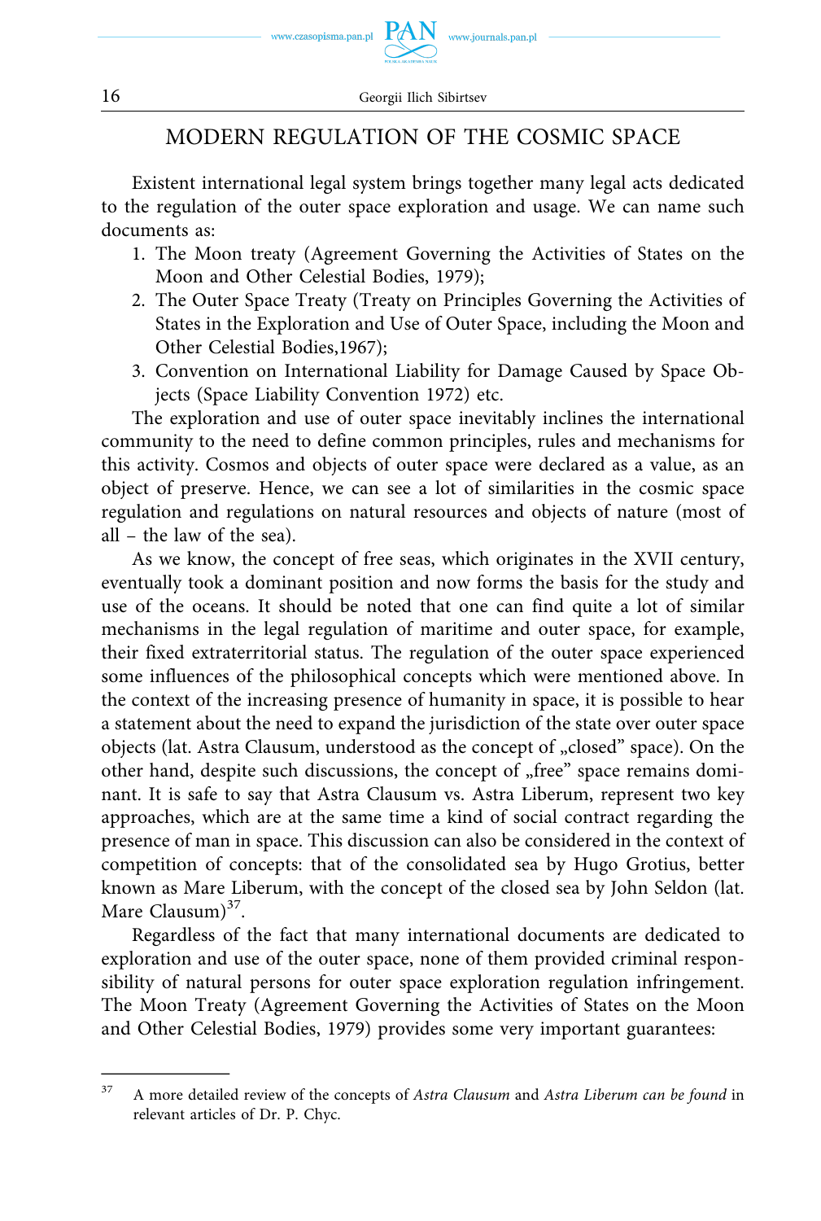## MODERN REGULATION OF THE COSMIC SPACE

Existent international legal system brings together many legal acts dedicated to the regulation of the outer space exploration and usage. We can name such documents as:

1. The Moon treaty (Agreement Governing the Activities of States on the Moon and Other Celestial Bodies, 1979);
2. The Outer Space Treaty (Treaty on Principles Governing the Activities of States in the Exploration and Use of Outer Space, including the Moon and Other Celestial Bodies,1967);
3. Convention on International Liability for Damage Caused by Space Objects (Space Liability Convention 1972) etc.

The exploration and use of outer space inevitably inclines the international community to the need to define common principles, rules and mechanisms for this activity. Cosmos and objects of outer space were declared as a value, as an object of preserve. Hence, we can see a lot of similarities in the cosmic space regulation and regulations on natural resources and objects of nature (most of all – the law of the sea).

As we know, the concept of free seas, which originates in the XVII century, eventually took a dominant position and now forms the basis for the study and use of the oceans. It should be noted that one can find quite a lot of similar mechanisms in the legal regulation of maritime and outer space, for example, their fixed extraterritorial status. The regulation of the outer space experienced some influences of the philosophical concepts which were mentioned above. In the context of the increasing presence of humanity in space, it is possible to hear a statement about the need to expand the jurisdiction of the state over outer space objects (lat. Astra Clausum, understood as the concept of „closed" space). On the other hand, despite such discussions, the concept of „free" space remains dominant. It is safe to say that Astra Clausum vs. Astra Liberum, represent two key approaches, which are at the same time a kind of social contract regarding the presence of man in space. This discussion can also be considered in the context of competition of concepts: that of the consolidated sea by Hugo Grotius, better known as Mare Liberum, with the concept of the closed sea by John Seldon (lat. Mare Clausum)[37].

Regardless of the fact that many international documents are dedicated to exploration and use of the outer space, none of them provided criminal responsibility of natural persons for outer space exploration regulation infringement. The Moon Treaty (Agreement Governing the Activities of States on the Moon and Other Celestial Bodies, 1979) provides some very important guarantees:

---

[37] A more detailed review of the concepts of *Astra Clausum* and *Astra Liberum can be found* in relevant articles of Dr. P. Chyc.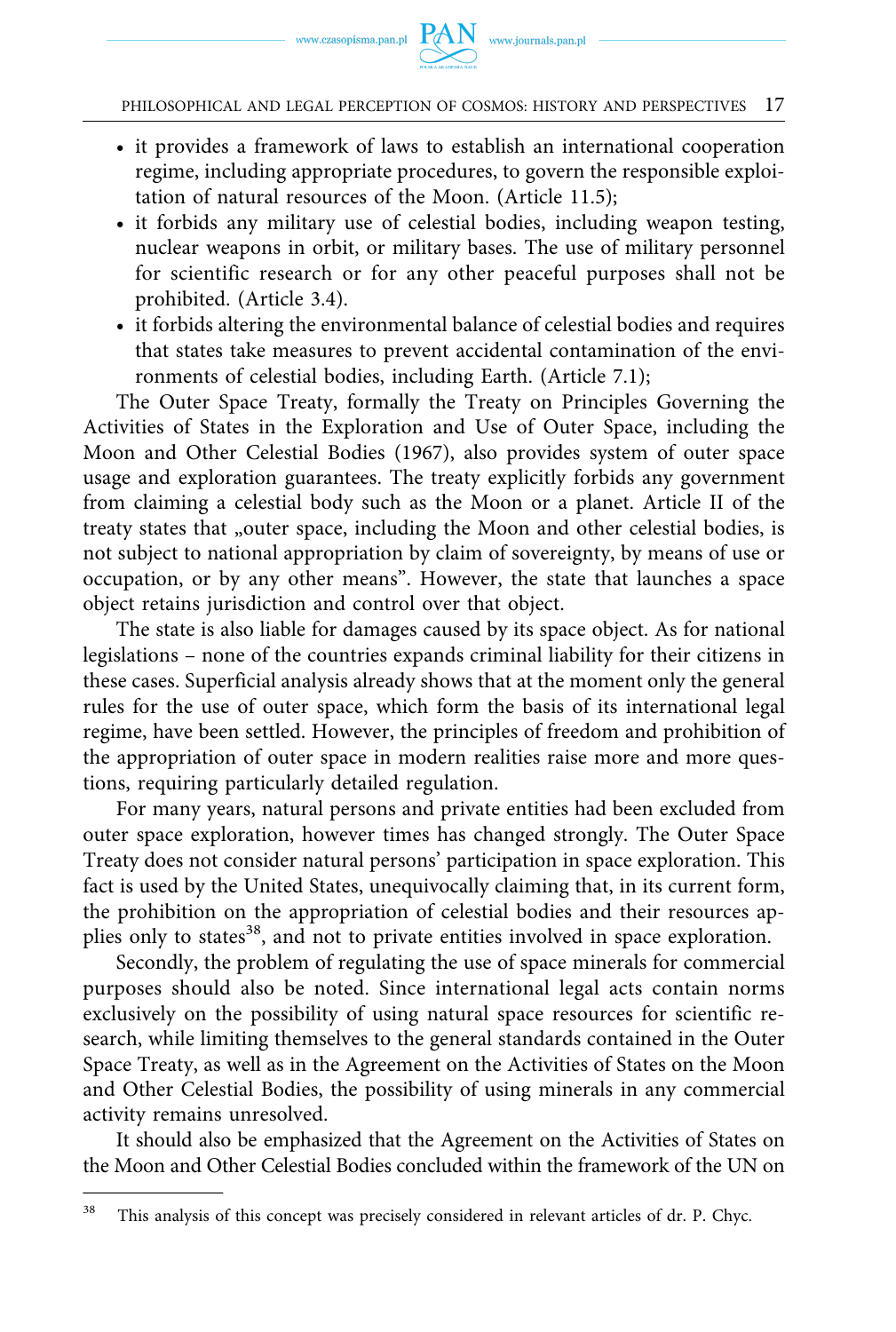- it provides a framework of laws to establish an international cooperation regime, including appropriate procedures, to govern the responsible exploitation of natural resources of the Moon. (Article 11.5);
- it forbids any military use of celestial bodies, including weapon testing, nuclear weapons in orbit, or military bases. The use of military personnel for scientific research or for any other peaceful purposes shall not be prohibited. (Article 3.4).
- it forbids altering the environmental balance of celestial bodies and requires that states take measures to prevent accidental contamination of the environments of celestial bodies, including Earth. (Article 7.1);

The Outer Space Treaty, formally the Treaty on Principles Governing the Activities of States in the Exploration and Use of Outer Space, including the Moon and Other Celestial Bodies (1967), also provides system of outer space usage and exploration guarantees. The treaty explicitly forbids any government from claiming a celestial body such as the Moon or a planet. Article II of the treaty states that „outer space, including the Moon and other celestial bodies, is not subject to national appropriation by claim of sovereignty, by means of use or occupation, or by any other means". However, the state that launches a space object retains jurisdiction and control over that object.

The state is also liable for damages caused by its space object. As for national legislations – none of the countries expands criminal liability for their citizens in these cases. Superficial analysis already shows that at the moment only the general rules for the use of outer space, which form the basis of its international legal regime, have been settled. However, the principles of freedom and prohibition of the appropriation of outer space in modern realities raise more and more questions, requiring particularly detailed regulation.

For many years, natural persons and private entities had been excluded from outer space exploration, however times has changed strongly. The Outer Space Treaty does not consider natural persons' participation in space exploration. This fact is used by the United States, unequivocally claiming that, in its current form, the prohibition on the appropriation of celestial bodies and their resources applies only to states[38], and not to private entities involved in space exploration.

Secondly, the problem of regulating the use of space minerals for commercial purposes should also be noted. Since international legal acts contain norms exclusively on the possibility of using natural space resources for scientific research, while limiting themselves to the general standards contained in the Outer Space Treaty, as well as in the Agreement on the Activities of States on the Moon and Other Celestial Bodies, the possibility of using minerals in any commercial activity remains unresolved.

It should also be emphasized that the Agreement on the Activities of States on the Moon and Other Celestial Bodies concluded within the framework of the UN on

---

[38] This analysis of this concept was precisely considered in relevant articles of dr. P. Chyc.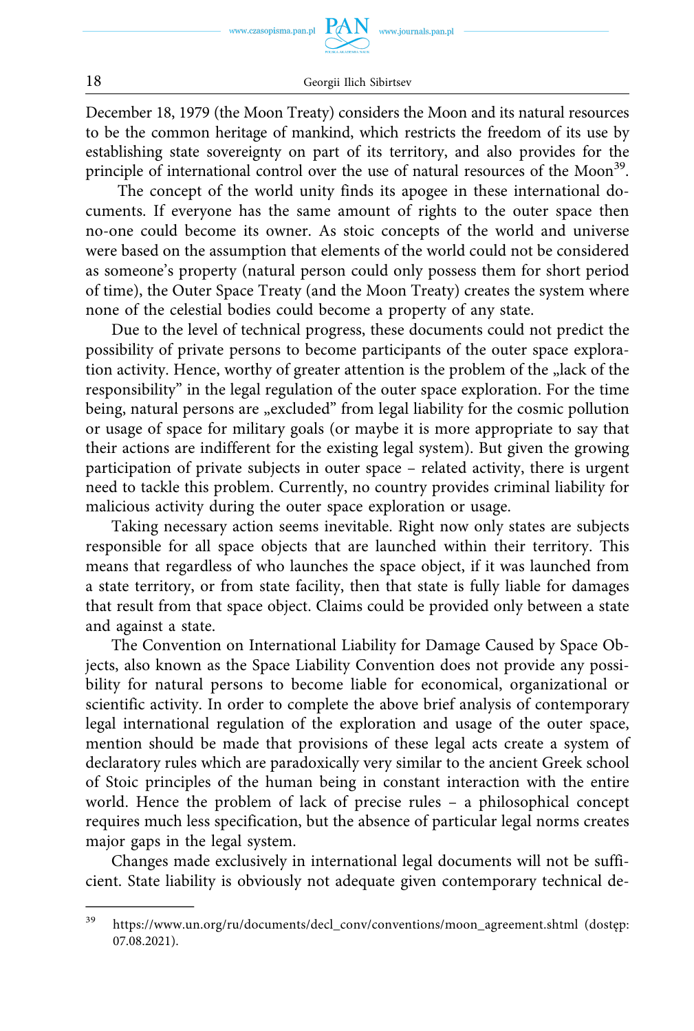December 18, 1979 (the Moon Treaty) considers the Moon and its natural resources to be the common heritage of mankind, which restricts the freedom of its use by establishing state sovereignty on part of its territory, and also provides for the principle of international control over the use of natural resources of the Moon[39].

The concept of the world unity finds its apogee in these international documents. If everyone has the same amount of rights to the outer space then no-one could become its owner. As stoic concepts of the world and universe were based on the assumption that elements of the world could not be considered as someone's property (natural person could only possess them for short period of time), the Outer Space Treaty (and the Moon Treaty) creates the system where none of the celestial bodies could become a property of any state.

Due to the level of technical progress, these documents could not predict the possibility of private persons to become participants of the outer space exploration activity. Hence, worthy of greater attention is the problem of the „lack of the responsibility" in the legal regulation of the outer space exploration. For the time being, natural persons are „excluded" from legal liability for the cosmic pollution or usage of space for military goals (or maybe it is more appropriate to say that their actions are indifferent for the existing legal system). But given the growing participation of private subjects in outer space – related activity, there is urgent need to tackle this problem. Currently, no country provides criminal liability for malicious activity during the outer space exploration or usage.

Taking necessary action seems inevitable. Right now only states are subjects responsible for all space objects that are launched within their territory. This means that regardless of who launches the space object, if it was launched from a state territory, or from state facility, then that state is fully liable for damages that result from that space object. Claims could be provided only between a state and against a state.

The Convention on International Liability for Damage Caused by Space Objects, also known as the Space Liability Convention does not provide any possibility for natural persons to become liable for economical, organizational or scientific activity. In order to complete the above brief analysis of contemporary legal international regulation of the exploration and usage of the outer space, mention should be made that provisions of these legal acts create a system of declaratory rules which are paradoxically very similar to the ancient Greek school of Stoic principles of the human being in constant interaction with the entire world. Hence the problem of lack of precise rules – a philosophical concept requires much less specification, but the absence of particular legal norms creates major gaps in the legal system.

Changes made exclusively in international legal documents will not be sufficient. State liability is obviously not adequate given contemporary technical de-

[39] https://www.un.org/ru/documents/decl_conv/conventions/moon_agreement.shtml (dostęp: 07.08.2021).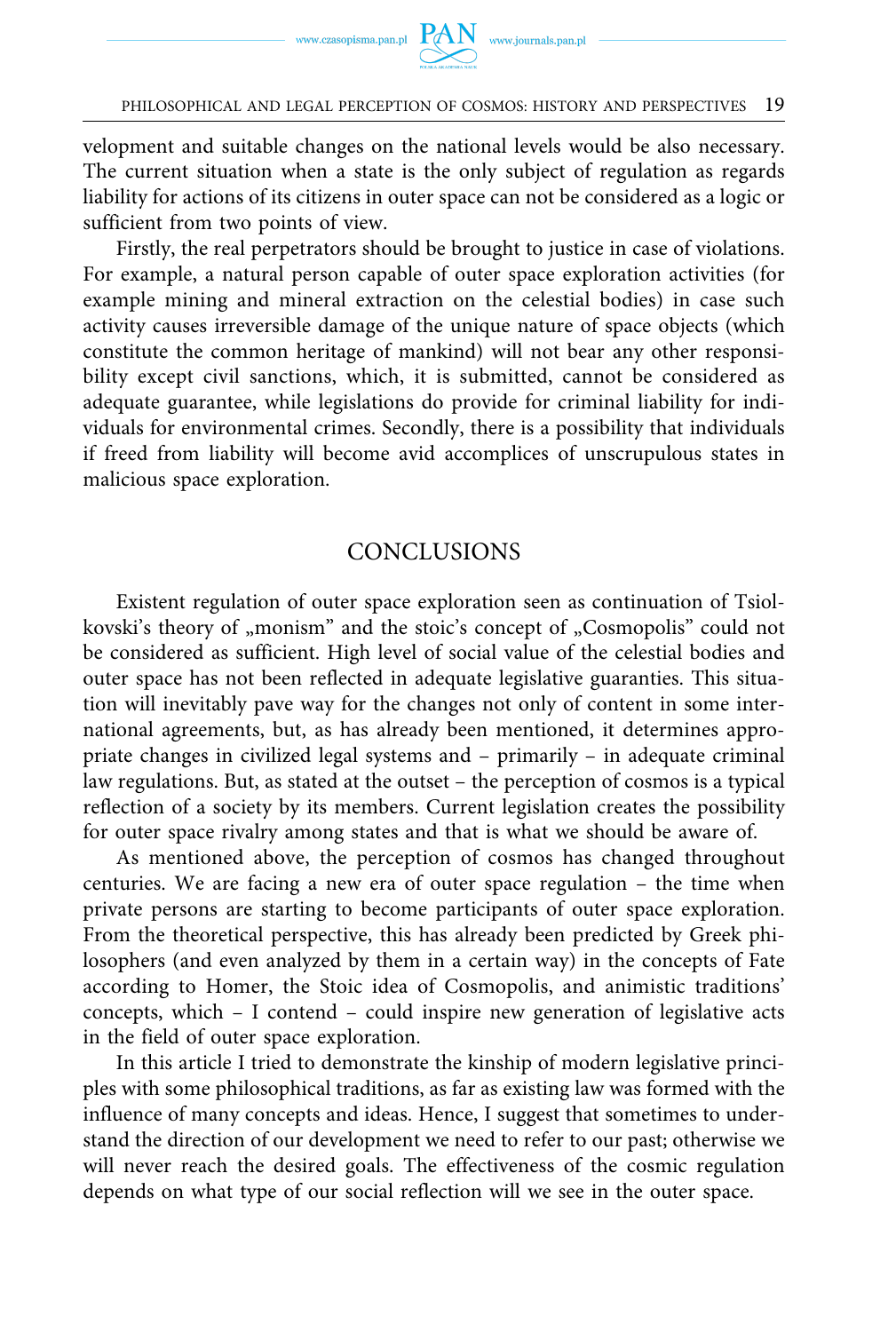velopment and suitable changes on the national levels would be also necessary. The current situation when a state is the only subject of regulation as regards liability for actions of its citizens in outer space can not be considered as a logic or sufficient from two points of view.

Firstly, the real perpetrators should be brought to justice in case of violations. For example, a natural person capable of outer space exploration activities (for example mining and mineral extraction on the celestial bodies) in case such activity causes irreversible damage of the unique nature of space objects (which constitute the common heritage of mankind) will not bear any other responsibility except civil sanctions, which, it is submitted, cannot be considered as adequate guarantee, while legislations do provide for criminal liability for individuals for environmental crimes. Secondly, there is a possibility that individuals if freed from liability will become avid accomplices of unscrupulous states in malicious space exploration.

## CONCLUSIONS

Existent regulation of outer space exploration seen as continuation of Tsiolkovski's theory of „monism" and the stoic's concept of „Cosmopolis" could not be considered as sufficient. High level of social value of the celestial bodies and outer space has not been reflected in adequate legislative guaranties. This situation will inevitably pave way for the changes not only of content in some international agreements, but, as has already been mentioned, it determines appropriate changes in civilized legal systems and – primarily – in adequate criminal law regulations. But, as stated at the outset – the perception of cosmos is a typical reflection of a society by its members. Current legislation creates the possibility for outer space rivalry among states and that is what we should be aware of.

As mentioned above, the perception of cosmos has changed throughout centuries. We are facing a new era of outer space regulation – the time when private persons are starting to become participants of outer space exploration. From the theoretical perspective, this has already been predicted by Greek philosophers (and even analyzed by them in a certain way) in the concepts of Fate according to Homer, the Stoic idea of Cosmopolis, and animistic traditions' concepts, which – I contend – could inspire new generation of legislative acts in the field of outer space exploration.

In this article I tried to demonstrate the kinship of modern legislative principles with some philosophical traditions, as far as existing law was formed with the influence of many concepts and ideas. Hence, I suggest that sometimes to understand the direction of our development we need to refer to our past; otherwise we will never reach the desired goals. The effectiveness of the cosmic regulation depends on what type of our social reflection will we see in the outer space.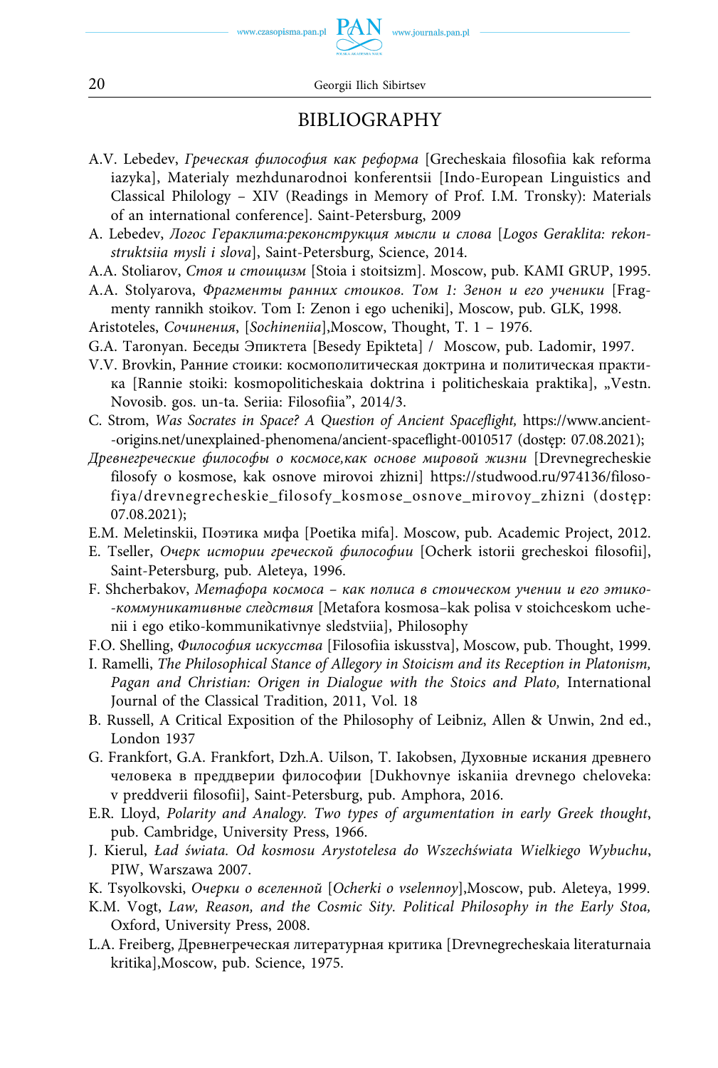# BIBLIOGRAPHY

A.V. Lebedev, *Греческая философия как реформа* [Grecheskaia filosofiia kak reforma iazyka], Materialy mezhdunarodnoi konferentsii [Indo-European Linguistics and Classical Philology – XIV (Readings in Memory of Prof. I.M. Tronsky): Materials of an international conference]. Saint-Petersburg, 2009

A. Lebedev, *Логос Гераклита:реконструкция мысли и слова* [*Logos Geraklita: rekonstruktsiia mysli i slova*], Saint-Petersburg, Science, 2014.

A.A. Stoliarov, *Стоя и стоицизм* [Stoia i stoitsizm]. Moscow, pub. KAMI GRUP, 1995.

A.A. Stolyarova, *Фрагменты ранних стоиков. Том 1: Зенон и его ученики* [Fragmenty rannikh stoikov. Tom I: Zenon i ego ucheniki], Moscow, pub. GLK, 1998.

Aristoteles, *Сочинения*, [*Sochineniia*],Moscow, Thought, T. 1 – 1976.

G.A. Taronyan. Беседы Эпиктета [Besedy Epikteta] / Moscow, pub. Ladomir, 1997.

V.V. Brovkin, Ранние стоики: космополитическая доктрина и политическая практика [Rannie stoiki: kosmopoliticheskaia doktrina i politicheskaia praktika], „Vestn. Novosib. gos. un-ta. Seriia: Filosofiia", 2014/3.

C. Strom, *Was Socrates in Space? A Question of Ancient Spaceflight,* https://www.ancient-origins.net/unexplained-phenomena/ancient-spaceflight-0010517 (dostęp: 07.08.2021);

*Древнегреческие философы о космосе,как основе мировой жизни* [Drevnegrecheskie filosofy o kosmose, kak osnove mirovoi zhizni] https://studwood.ru/974136/filosofiya/drevnegrecheskie_filosofy_kosmose_osnove_mirovoy_zhizni (dostęp: 07.08.2021);

E.M. Meletinskii, Поэтика мифа [Poetika mifa]. Moscow, pub. Academic Project, 2012.

E. Tseller, *Очерк истории греческой философии* [Ocherk istorii grecheskoi filosofii], Saint-Petersburg, pub. Aleteya, 1996.

F. Shcherbakov, *Метафора космоса – как полиса в стоическом учении и его этико-коммуникативные следствия* [Metafora kosmosa–kak polisa v stoichceskom uchenii i ego etiko-kommunikativnye sledstviia], Philosophy

F.O. Shelling, *Философия искусства* [Filosofiia iskusstva], Moscow, pub. Thought, 1999.

I. Ramelli, *The Philosophical Stance of Allegory in Stoicism and its Reception in Platonism, Pagan and Christian: Origen in Dialogue with the Stoics and Plato,* International Journal of the Classical Tradition, 2011, Vol. 18

B. Russell, A Critical Exposition of the Philosophy of Leibniz, Allen & Unwin, 2nd ed., London 1937

G. Frankfort, G.A. Frankfort, Dzh.A. Uilson, T. Iakobsen, Духовные искания древнего человека в преддверии философии [Dukhovnye iskaniia drevnego cheloveka: v preddverii filosofii], Saint-Petersburg, pub. Amphora, 2016.

E.R. Lloyd, *Polarity and Analogy. Two types of argumentation in early Greek thought*, pub. Cambridge, University Press, 1966.

J. Kierul, *Ład świata. Od kosmosu Arystotelesa do Wszechświata Wielkiego Wybuchu*, PIW, Warszawa 2007.

K. Tsyolkovski, *Очерки о вселенной* [*Ocherki o vselennoy*],Moscow, pub. Aleteya, 1999.

K.M. Vogt, *Law, Reason, and the Cosmic Sity. Political Philosophy in the Early Stoa,* Oxford, University Press, 2008.

L.A. Freiberg, Древнегреческая литературная критика [Drevnegrecheskaia literaturnaia kritika],Moscow, pub. Science, 1975.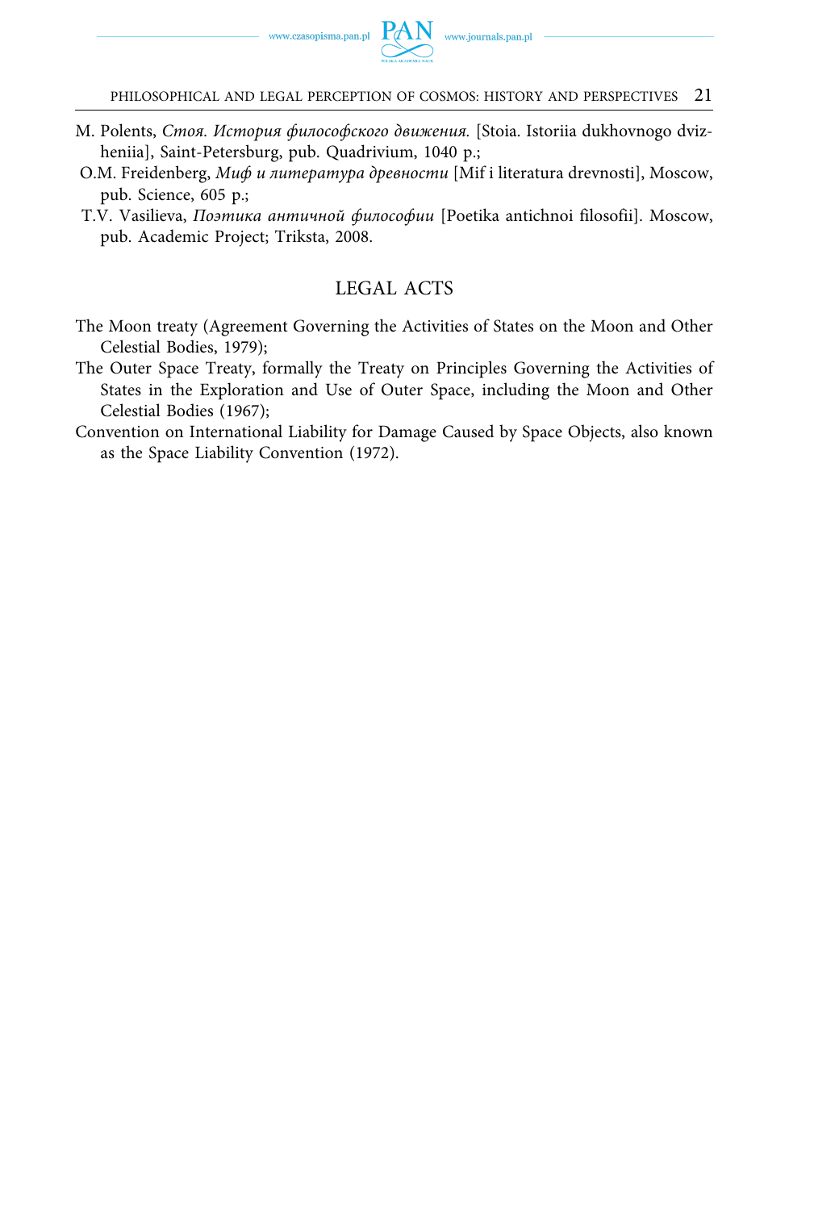M. Polents, *Стоя. История философского движения.* [Stoia. Istoriia dukhovnogo dviz-heniia], Saint-Petersburg, pub. Quadrivium, 1040 p.;

O.M. Freidenberg, *Миф и литература древности* [Mif i literatura drevnosti], Moscow, pub. Science, 605 p.;

T.V. Vasilieva, *Поэтика античной философии* [Poetika antichnoi filosofii]. Moscow, pub. Academic Project; Triksta, 2008.

## LEGAL ACTS

The Moon treaty (Agreement Governing the Activities of States on the Moon and Other Celestial Bodies, 1979);

The Outer Space Treaty, formally the Treaty on Principles Governing the Activities of States in the Exploration and Use of Outer Space, including the Moon and Other Celestial Bodies (1967);

Convention on International Liability for Damage Caused by Space Objects, also known as the Space Liability Convention (1972).